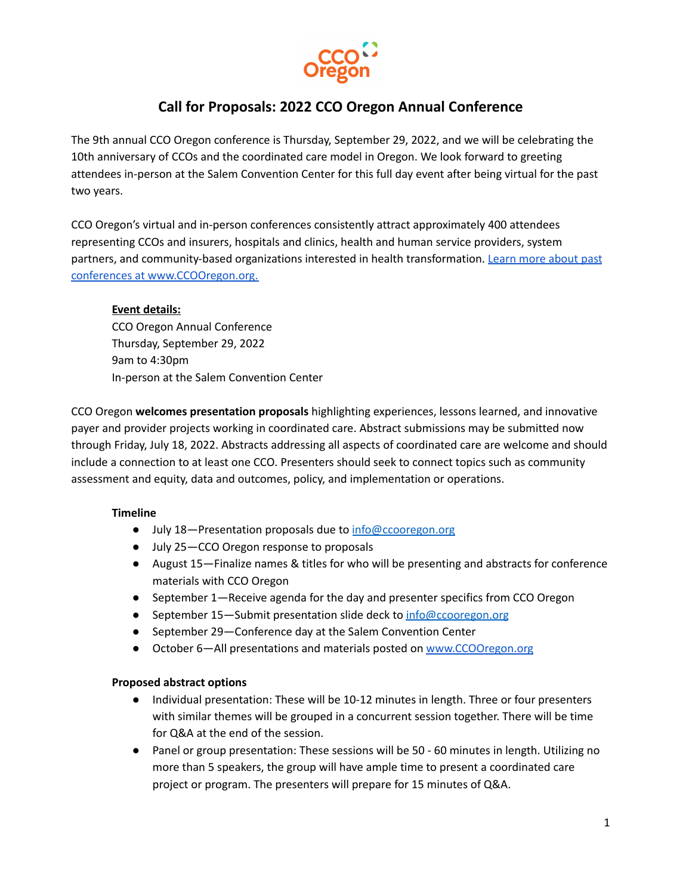CCO Oregon

# Call for Proposals: 2022 CCO Oregon Annual Conference

The 9th annual CCO Oregon conference is Thursday, September 29, 2022, and we will be celebrating the 10th anniversary of CCOs and the coordinated care model in Oregon. We look forward to greeting attendees in-person at the Salem Convention Center for this full day event after being virtual for the past two years.

CCO Oregon's virtual and in-person conferences consistently attract approximately 400 attendees representing CCOs and insurers, hospitals and clinics, health and human service providers, system partners, and community-based organizations interested in health transformation. [Learn more about past conferences at www.CCOOregon.org.](http://www.CCOOregon.org)

**Event details:**
CCO Oregon Annual Conference
Thursday, September 29, 2022
9am to 4:30pm
In-person at the Salem Convention Center

CCO Oregon **welcomes presentation proposals** highlighting experiences, lessons learned, and innovative payer and provider projects working in coordinated care. Abstract submissions may be submitted now through Friday, July 18, 2022. Abstracts addressing all aspects of coordinated care are welcome and should include a connection to at least one CCO. Presenters should seek to connect topics such as community assessment and equity, data and outcomes, policy, and implementation or operations.

**Timeline**

- July 18—Presentation proposals due to info@ccooregon.org
- July 25—CCO Oregon response to proposals
- August 15—Finalize names & titles for who will be presenting and abstracts for conference materials with CCO Oregon
- September 1—Receive agenda for the day and presenter specifics from CCO Oregon
- September 15—Submit presentation slide deck to info@ccooregon.org
- September 29—Conference day at the Salem Convention Center
- October 6—All presentations and materials posted on www.CCOOregon.org

**Proposed abstract options**

- Individual presentation: These will be 10-12 minutes in length. Three or four presenters with similar themes will be grouped in a concurrent session together. There will be time for Q&A at the end of the session.
- Panel or group presentation: These sessions will be 50 - 60 minutes in length. Utilizing no more than 5 speakers, the group will have ample time to present a coordinated care project or program. The presenters will prepare for 15 minutes of Q&A.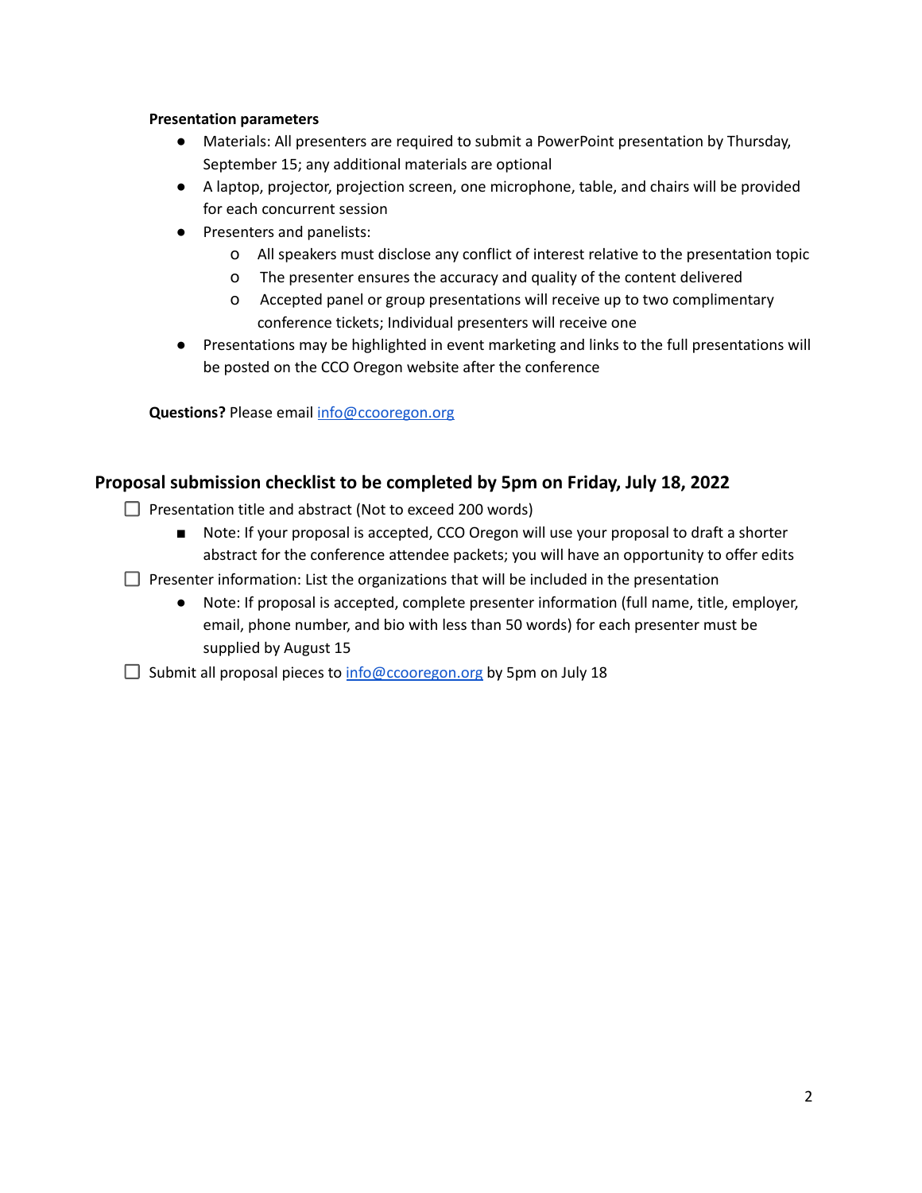**Presentation parameters**

- Materials: All presenters are required to submit a PowerPoint presentation by Thursday, September 15; any additional materials are optional
- A laptop, projector, projection screen, one microphone, table, and chairs will be provided for each concurrent session
- Presenters and panelists:
  - All speakers must disclose any conflict of interest relative to the presentation topic
  - The presenter ensures the accuracy and quality of the content delivered
  - Accepted panel or group presentations will receive up to two complimentary conference tickets; Individual presenters will receive one
- Presentations may be highlighted in event marketing and links to the full presentations will be posted on the CCO Oregon website after the conference

**Questions?** Please email info@ccooregon.org

## Proposal submission checklist to be completed by 5pm on Friday, July 18, 2022

- [ ] Presentation title and abstract (Not to exceed 200 words)
  - Note: If your proposal is accepted, CCO Oregon will use your proposal to draft a shorter abstract for the conference attendee packets; you will have an opportunity to offer edits
- [ ] Presenter information: List the organizations that will be included in the presentation
  - Note: If proposal is accepted, complete presenter information (full name, title, employer, email, phone number, and bio with less than 50 words) for each presenter must be supplied by August 15
- [ ] Submit all proposal pieces to info@ccooregon.org by 5pm on July 18